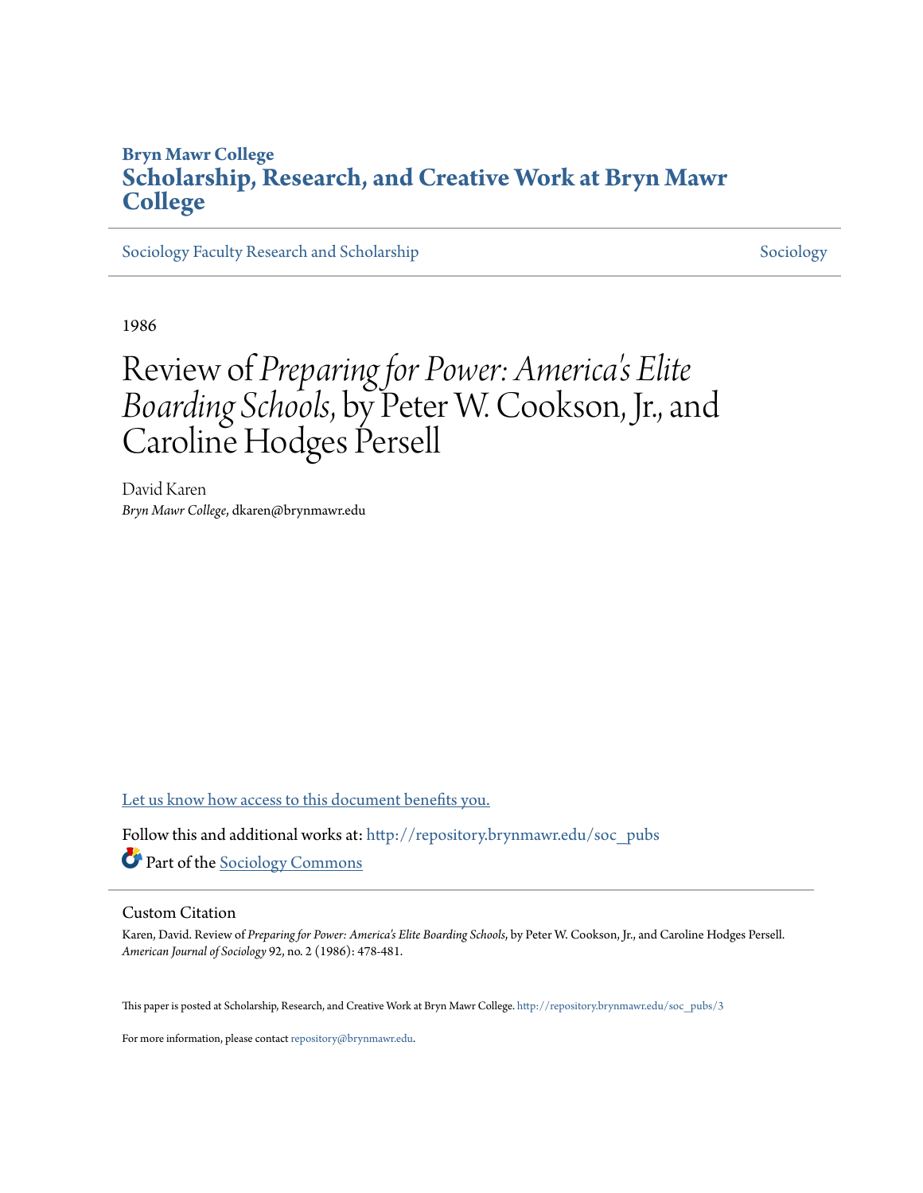**Bryn Mawr College**
# Scholarship, Research, and Creative Work at Bryn Mawr College

Sociology Faculty Research and Scholarship | Sociology

1986

# Review of *Preparing for Power: America's Elite Boarding Schools*, by Peter W. Cookson, Jr., and Caroline Hodges Persell

David Karen
*Bryn Mawr College*, dkaren@brynmawr.edu

Let us know how access to this document benefits you.

Follow this and additional works at: http://repository.brynmawr.edu/soc_pubs

Part of the Sociology Commons

## Custom Citation

Karen, David. Review of *Preparing for Power: America's Elite Boarding Schools*, by Peter W. Cookson, Jr., and Caroline Hodges Persell. *American Journal of Sociology* 92, no. 2 (1986): 478-481.

This paper is posted at Scholarship, Research, and Creative Work at Bryn Mawr College. http://repository.brynmawr.edu/soc_pubs/3

For more information, please contact repository@brynmawr.edu.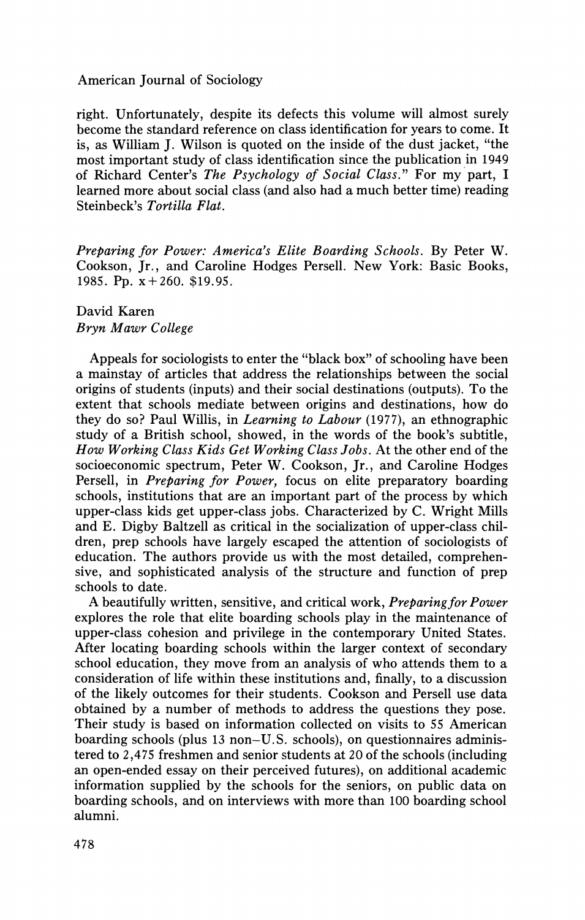right. Unfortunately, despite its defects this volume will almost surely become the standard reference on class identification for years to come. It is, as William J. Wilson is quoted on the inside of the dust jacket, "the most important study of class identification since the publication in 1949 of Richard Center's *The Psychology of Social Class*." For my part, I learned more about social class (and also had a much better time) reading Steinbeck's *Tortilla Flat*.

*Preparing for Power: America's Elite Boarding Schools*. By Peter W. Cookson, Jr., and Caroline Hodges Persell. New York: Basic Books, 1985. Pp. x + 260. $19.95.

David Karen
*Bryn Mawr College*

Appeals for sociologists to enter the "black box" of schooling have been a mainstay of articles that address the relationships between the social origins of students (inputs) and their social destinations (outputs). To the extent that schools mediate between origins and destinations, how do they do so? Paul Willis, in *Learning to Labour* (1977), an ethnographic study of a British school, showed, in the words of the book's subtitle, *How Working Class Kids Get Working Class Jobs*. At the other end of the socioeconomic spectrum, Peter W. Cookson, Jr., and Caroline Hodges Persell, in *Preparing for Power*, focus on elite preparatory boarding schools, institutions that are an important part of the process by which upper-class kids get upper-class jobs. Characterized by C. Wright Mills and E. Digby Baltzell as critical in the socialization of upper-class children, prep schools have largely escaped the attention of sociologists of education. The authors provide us with the most detailed, comprehensive, and sophisticated analysis of the structure and function of prep schools to date.

A beautifully written, sensitive, and critical work, *Preparing for Power* explores the role that elite boarding schools play in the maintenance of upper-class cohesion and privilege in the contemporary United States. After locating boarding schools within the larger context of secondary school education, they move from an analysis of who attends them to a consideration of life within these institutions and, finally, to a discussion of the likely outcomes for their students. Cookson and Persell use data obtained by a number of methods to address the questions they pose. Their study is based on information collected on visits to 55 American boarding schools (plus 13 non–U.S. schools), on questionnaires administered to 2,475 freshmen and senior students at 20 of the schools (including an open-ended essay on their perceived futures), on additional academic information supplied by the schools for the seniors, on public data on boarding schools, and on interviews with more than 100 boarding school alumni.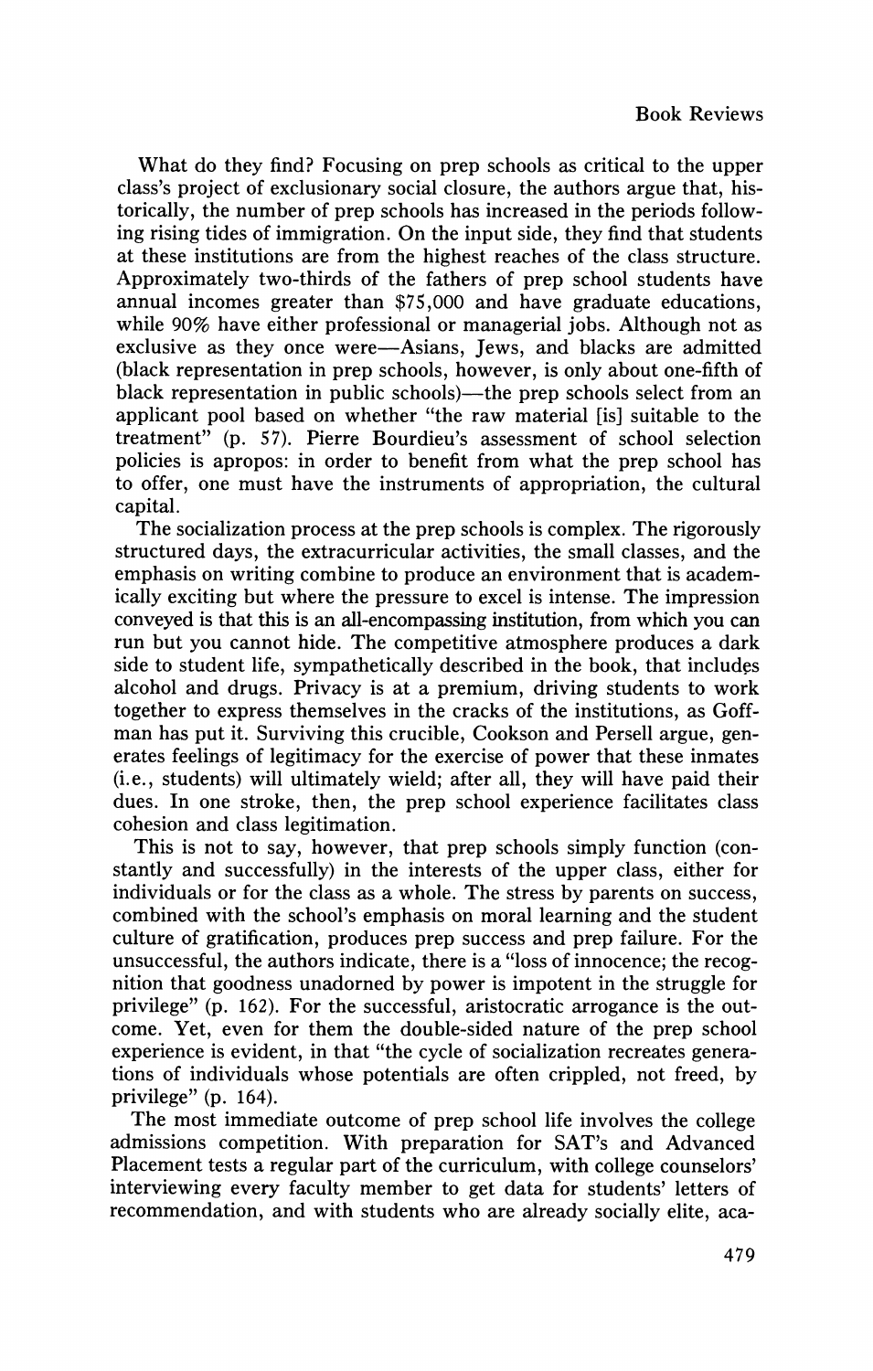What do they find? Focusing on prep schools as critical to the upper class's project of exclusionary social closure, the authors argue that, historically, the number of prep schools has increased in the periods following rising tides of immigration. On the input side, they find that students at these institutions are from the highest reaches of the class structure. Approximately two-thirds of the fathers of prep school students have annual incomes greater than $75,000 and have graduate educations, while 90% have either professional or managerial jobs. Although not as exclusive as they once were—Asians, Jews, and blacks are admitted (black representation in prep schools, however, is only about one-fifth of black representation in public schools)—the prep schools select from an applicant pool based on whether "the raw material [is] suitable to the treatment" (p. 57). Pierre Bourdieu's assessment of school selection policies is apropos: in order to benefit from what the prep school has to offer, one must have the instruments of appropriation, the cultural capital.

The socialization process at the prep schools is complex. The rigorously structured days, the extracurricular activities, the small classes, and the emphasis on writing combine to produce an environment that is academically exciting but where the pressure to excel is intense. The impression conveyed is that this is an all-encompassing institution, from which you can run but you cannot hide. The competitive atmosphere produces a dark side to student life, sympathetically described in the book, that includes alcohol and drugs. Privacy is at a premium, driving students to work together to express themselves in the cracks of the institutions, as Goffman has put it. Surviving this crucible, Cookson and Persell argue, generates feelings of legitimacy for the exercise of power that these inmates (i.e., students) will ultimately wield; after all, they will have paid their dues. In one stroke, then, the prep school experience facilitates class cohesion and class legitimation.

This is not to say, however, that prep schools simply function (constantly and successfully) in the interests of the upper class, either for individuals or for the class as a whole. The stress by parents on success, combined with the school's emphasis on moral learning and the student culture of gratification, produces prep success and prep failure. For the unsuccessful, the authors indicate, there is a "loss of innocence; the recognition that goodness unadorned by power is impotent in the struggle for privilege" (p. 162). For the successful, aristocratic arrogance is the outcome. Yet, even for them the double-sided nature of the prep school experience is evident, in that "the cycle of socialization recreates generations of individuals whose potentials are often crippled, not freed, by privilege" (p. 164).

The most immediate outcome of prep school life involves the college admissions competition. With preparation for SAT's and Advanced Placement tests a regular part of the curriculum, with college counselors' interviewing every faculty member to get data for students' letters of recommendation, and with students who are already socially elite, aca-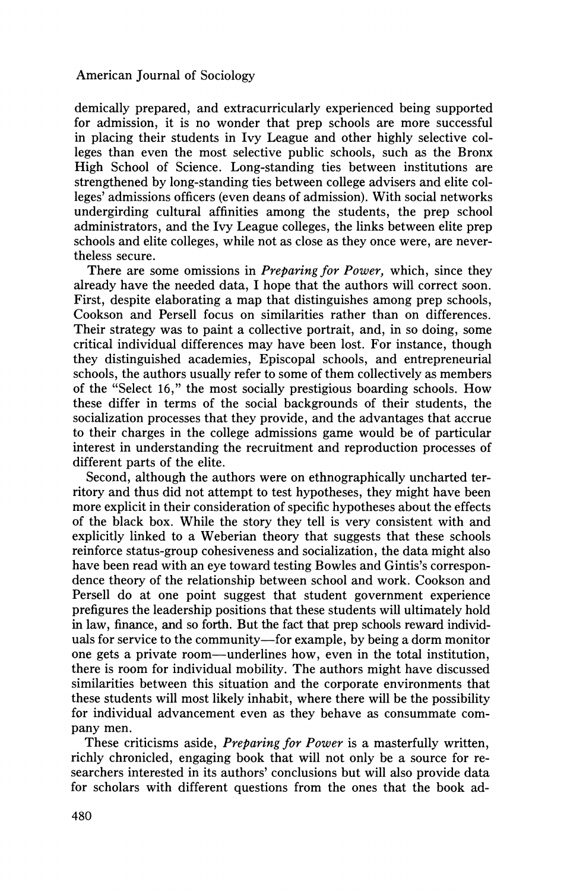demically prepared, and extracurricularly experienced being supported for admission, it is no wonder that prep schools are more successful in placing their students in Ivy League and other highly selective colleges than even the most selective public schools, such as the Bronx High School of Science. Long-standing ties between institutions are strengthened by long-standing ties between college advisers and elite colleges' admissions officers (even deans of admission). With social networks undergirding cultural affinities among the students, the prep school administrators, and the Ivy League colleges, the links between elite prep schools and elite colleges, while not as close as they once were, are nevertheless secure.

There are some omissions in *Preparing for Power,* which, since they already have the needed data, I hope that the authors will correct soon. First, despite elaborating a map that distinguishes among prep schools, Cookson and Persell focus on similarities rather than on differences. Their strategy was to paint a collective portrait, and, in so doing, some critical individual differences may have been lost. For instance, though they distinguished academies, Episcopal schools, and entrepreneurial schools, the authors usually refer to some of them collectively as members of the "Select 16," the most socially prestigious boarding schools. How these differ in terms of the social backgrounds of their students, the socialization processes that they provide, and the advantages that accrue to their charges in the college admissions game would be of particular interest in understanding the recruitment and reproduction processes of different parts of the elite.

Second, although the authors were on ethnographically uncharted territory and thus did not attempt to test hypotheses, they might have been more explicit in their consideration of specific hypotheses about the effects of the black box. While the story they tell is very consistent with and explicitly linked to a Weberian theory that suggests that these schools reinforce status-group cohesiveness and socialization, the data might also have been read with an eye toward testing Bowles and Gintis's correspondence theory of the relationship between school and work. Cookson and Persell do at one point suggest that student government experience prefigures the leadership positions that these students will ultimately hold in law, finance, and so forth. But the fact that prep schools reward individuals for service to the community—for example, by being a dorm monitor one gets a private room—underlines how, even in the total institution, there is room for individual mobility. The authors might have discussed similarities between this situation and the corporate environments that these students will most likely inhabit, where there will be the possibility for individual advancement even as they behave as consummate company men.

These criticisms aside, *Preparing for Power* is a masterfully written, richly chronicled, engaging book that will not only be a source for researchers interested in its authors' conclusions but will also provide data for scholars with different questions from the ones that the book ad-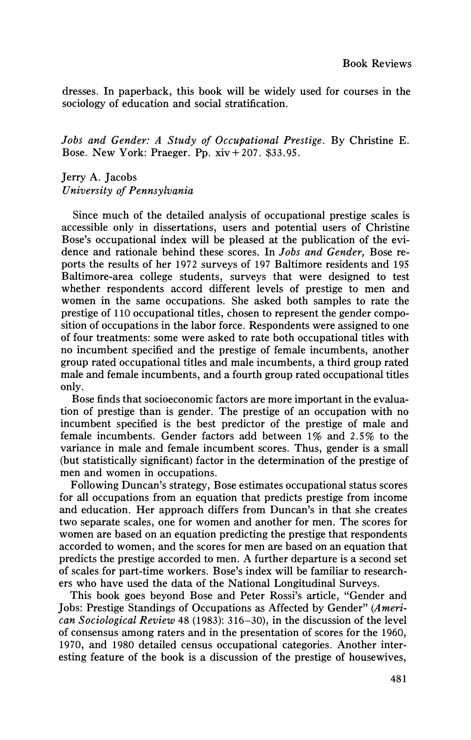dresses. In paperback, this book will be widely used for courses in the sociology of education and social stratification.

*Jobs and Gender: A Study of Occupational Prestige*. By Christine E. Bose. New York: Praeger. Pp. xiv + 207. $33.95.

Jerry A. Jacobs
*University of Pennsylvania*

Since much of the detailed analysis of occupational prestige scales is accessible only in dissertations, users and potential users of Christine Bose's occupational index will be pleased at the publication of the evidence and rationale behind these scores. In *Jobs and Gender,* Bose reports the results of her 1972 surveys of 197 Baltimore residents and 195 Baltimore-area college students, surveys that were designed to test whether respondents accord different levels of prestige to men and women in the same occupations. She asked both samples to rate the prestige of 110 occupational titles, chosen to represent the gender composition of occupations in the labor force. Respondents were assigned to one of four treatments: some were asked to rate both occupational titles with no incumbent specified and the prestige of female incumbents, another group rated occupational titles and male incumbents, a third group rated male and female incumbents, and a fourth group rated occupational titles only.

Bose finds that socioeconomic factors are more important in the evaluation of prestige than is gender. The prestige of an occupation with no incumbent specified is the best predictor of the prestige of male and female incumbents. Gender factors add between 1% and 2.5% to the variance in male and female incumbent scores. Thus, gender is a small (but statistically significant) factor in the determination of the prestige of men and women in occupations.

Following Duncan's strategy, Bose estimates occupational status scores for all occupations from an equation that predicts prestige from income and education. Her approach differs from Duncan's in that she creates two separate scales, one for women and another for men. The scores for women are based on an equation predicting the prestige that respondents accorded to women, and the scores for men are based on an equation that predicts the prestige accorded to men. A further departure is a second set of scales for part-time workers. Bose's index will be familiar to researchers who have used the data of the National Longitudinal Surveys.

This book goes beyond Bose and Peter Rossi's article, "Gender and Jobs: Prestige Standings of Occupations as Affected by Gender" (*American Sociological Review* 48 (1983): 316–30), in the discussion of the level of consensus among raters and in the presentation of scores for the 1960, 1970, and 1980 detailed census occupational categories. Another interesting feature of the book is a discussion of the prestige of housewives,